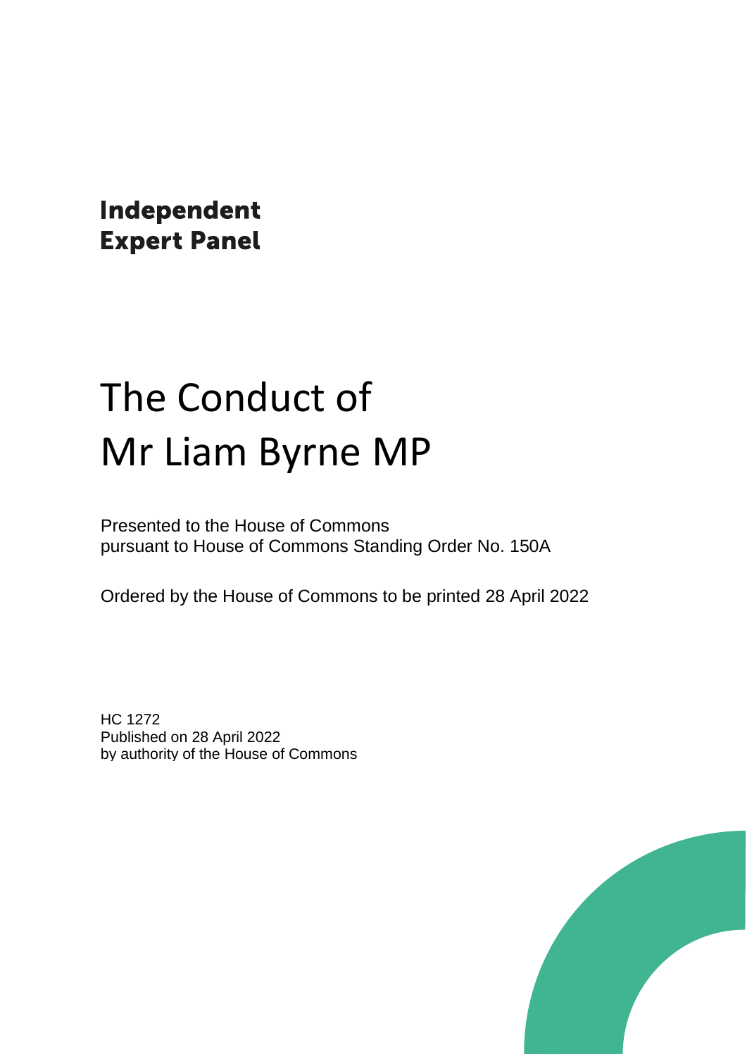**Independent Expert Panel**

# The Conduct of Mr Liam Byrne MP

Presented to the House of Commons
pursuant to House of Commons Standing Order No. 150A

Ordered by the House of Commons to be printed 28 April 2022

HC 1272
Published on 28 April 2022
by authority of the House of Commons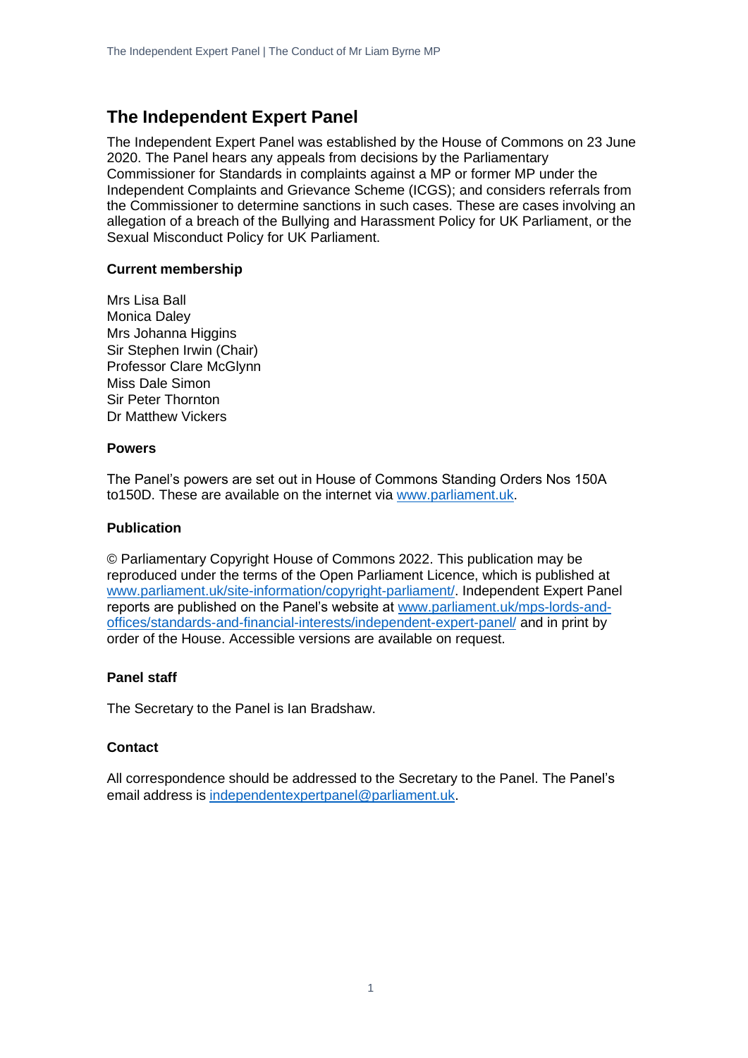# The Independent Expert Panel

The Independent Expert Panel was established by the House of Commons on 23 June 2020. The Panel hears any appeals from decisions by the Parliamentary Commissioner for Standards in complaints against a MP or former MP under the Independent Complaints and Grievance Scheme (ICGS); and considers referrals from the Commissioner to determine sanctions in such cases. These are cases involving an allegation of a breach of the Bullying and Harassment Policy for UK Parliament, or the Sexual Misconduct Policy for UK Parliament.

### Current membership

Mrs Lisa Ball
Monica Daley
Mrs Johanna Higgins
Sir Stephen Irwin (Chair)
Professor Clare McGlynn
Miss Dale Simon
Sir Peter Thornton
Dr Matthew Vickers

### Powers

The Panel's powers are set out in House of Commons Standing Orders Nos 150A to150D. These are available on the internet via [www.parliament.uk](http://www.parliament.uk).

### Publication

© Parliamentary Copyright House of Commons 2022. This publication may be reproduced under the terms of the Open Parliament Licence, which is published at [www.parliament.uk/site-information/copyright-parliament/](http://www.parliament.uk/site-information/copyright-parliament/). Independent Expert Panel reports are published on the Panel's website at [www.parliament.uk/mps-lords-and-offices/standards-and-financial-interests/independent-expert-panel/](http://www.parliament.uk/mps-lords-and-offices/standards-and-financial-interests/independent-expert-panel/) and in print by order of the House. Accessible versions are available on request.

### Panel staff

The Secretary to the Panel is Ian Bradshaw.

### Contact

All correspondence should be addressed to the Secretary to the Panel. The Panel's email address is [independentexpertpanel@parliament.uk](mailto:independentexpertpanel@parliament.uk).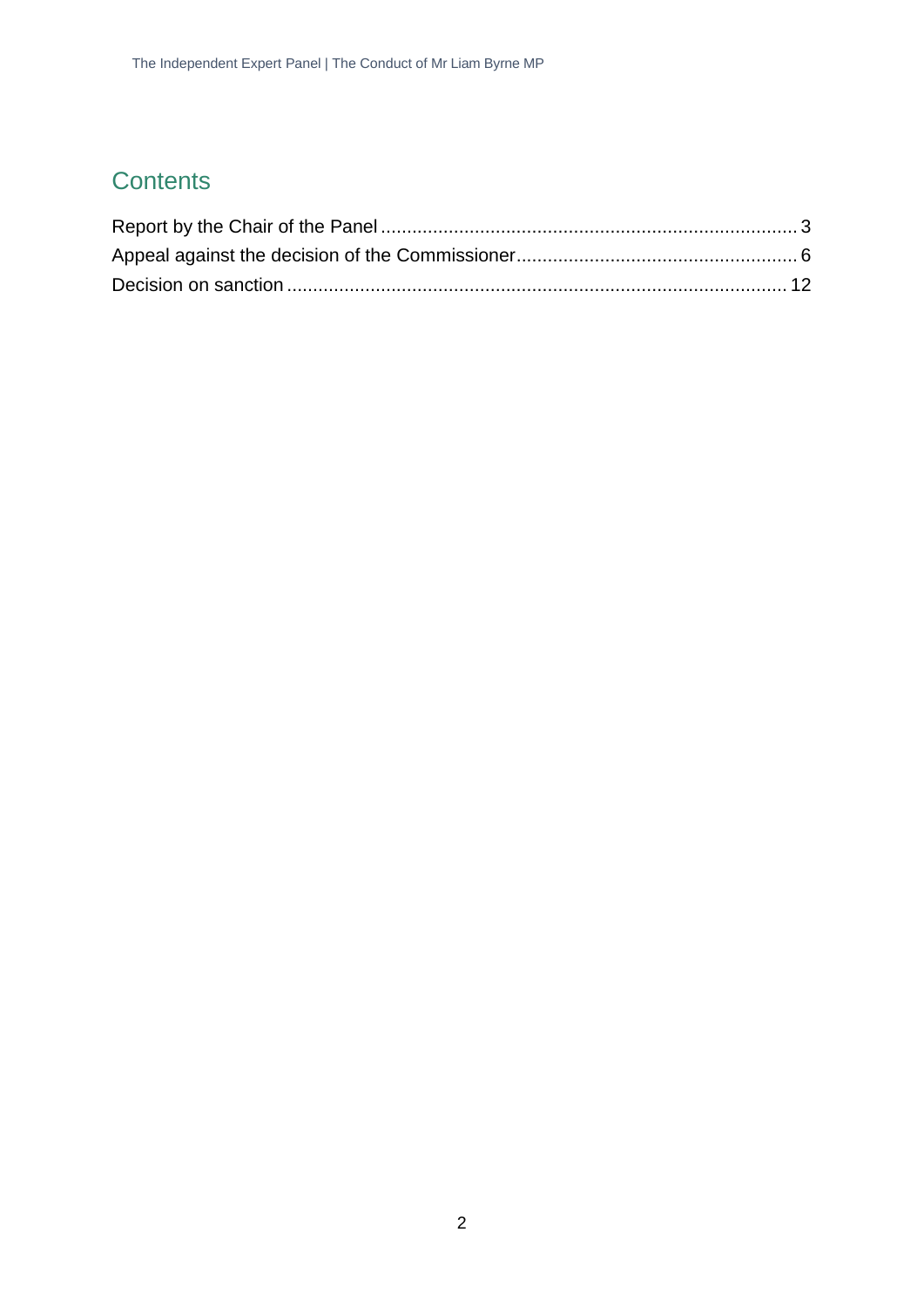## Contents

Report by the Chair of the Panel ................................................................................ 3
Appeal against the decision of the Commissioner...................................................... 6
Decision on sanction ............................................................................................... 12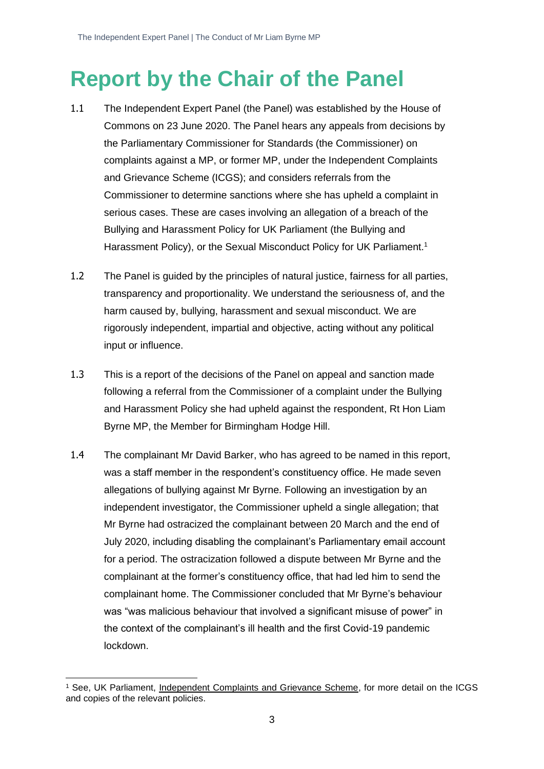# Report by the Chair of the Panel

1.1 The Independent Expert Panel (the Panel) was established by the House of Commons on 23 June 2020. The Panel hears any appeals from decisions by the Parliamentary Commissioner for Standards (the Commissioner) on complaints against a MP, or former MP, under the Independent Complaints and Grievance Scheme (ICGS); and considers referrals from the Commissioner to determine sanctions where she has upheld a complaint in serious cases. These are cases involving an allegation of a breach of the Bullying and Harassment Policy for UK Parliament (the Bullying and Harassment Policy), or the Sexual Misconduct Policy for UK Parliament.[1]

1.2 The Panel is guided by the principles of natural justice, fairness for all parties, transparency and proportionality. We understand the seriousness of, and the harm caused by, bullying, harassment and sexual misconduct. We are rigorously independent, impartial and objective, acting without any political input or influence.

1.3 This is a report of the decisions of the Panel on appeal and sanction made following a referral from the Commissioner of a complaint under the Bullying and Harassment Policy she had upheld against the respondent, Rt Hon Liam Byrne MP, the Member for Birmingham Hodge Hill.

1.4 The complainant Mr David Barker, who has agreed to be named in this report, was a staff member in the respondent's constituency office. He made seven allegations of bullying against Mr Byrne. Following an investigation by an independent investigator, the Commissioner upheld a single allegation; that Mr Byrne had ostracized the complainant between 20 March and the end of July 2020, including disabling the complainant's Parliamentary email account for a period. The ostracization followed a dispute between Mr Byrne and the complainant at the former's constituency office, that had led him to send the complainant home. The Commissioner concluded that Mr Byrne's behaviour was "was malicious behaviour that involved a significant misuse of power" in the context of the complainant's ill health and the first Covid-19 pandemic lockdown.

---

[1] See, UK Parliament, Independent Complaints and Grievance Scheme, for more detail on the ICGS and copies of the relevant policies.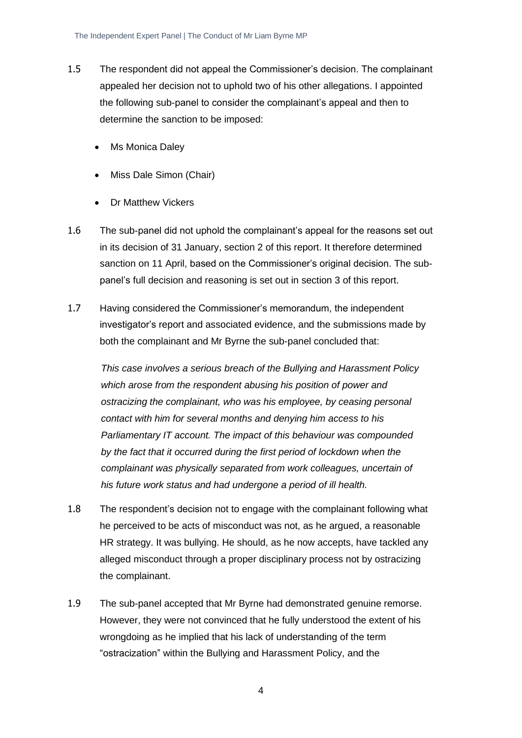1.5 The respondent did not appeal the Commissioner's decision. The complainant appealed her decision not to uphold two of his other allegations. I appointed the following sub-panel to consider the complainant's appeal and then to determine the sanction to be imposed:

- Ms Monica Daley
- Miss Dale Simon (Chair)
- Dr Matthew Vickers

1.6 The sub-panel did not uphold the complainant's appeal for the reasons set out in its decision of 31 January, section 2 of this report. It therefore determined sanction on 11 April, based on the Commissioner's original decision. The sub-panel's full decision and reasoning is set out in section 3 of this report.

1.7 Having considered the Commissioner's memorandum, the independent investigator's report and associated evidence, and the submissions made by both the complainant and Mr Byrne the sub-panel concluded that:

> *This case involves a serious breach of the Bullying and Harassment Policy which arose from the respondent abusing his position of power and ostracizing the complainant, who was his employee, by ceasing personal contact with him for several months and denying him access to his Parliamentary IT account. The impact of this behaviour was compounded by the fact that it occurred during the first period of lockdown when the complainant was physically separated from work colleagues, uncertain of his future work status and had undergone a period of ill health.*

1.8 The respondent's decision not to engage with the complainant following what he perceived to be acts of misconduct was not, as he argued, a reasonable HR strategy. It was bullying. He should, as he now accepts, have tackled any alleged misconduct through a proper disciplinary process not by ostracizing the complainant.

1.9 The sub-panel accepted that Mr Byrne had demonstrated genuine remorse. However, they were not convinced that he fully understood the extent of his wrongdoing as he implied that his lack of understanding of the term "ostracization" within the Bullying and Harassment Policy, and the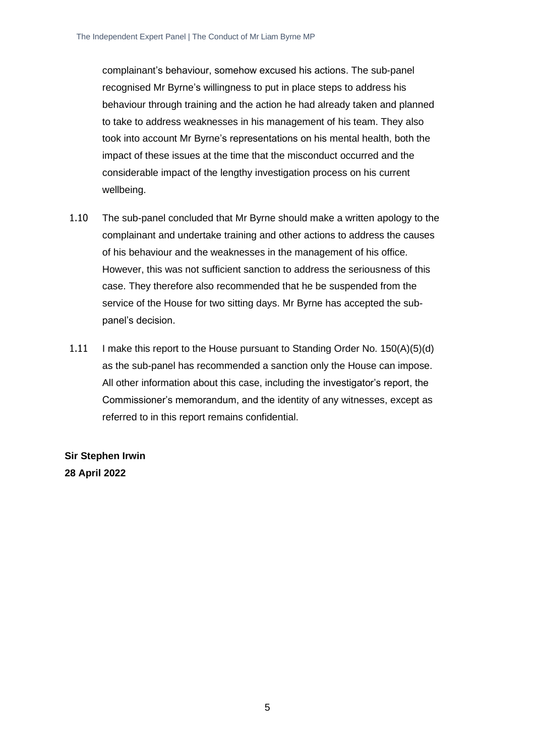complainant's behaviour, somehow excused his actions. The sub-panel recognised Mr Byrne's willingness to put in place steps to address his behaviour through training and the action he had already taken and planned to take to address weaknesses in his management of his team. They also took into account Mr Byrne's representations on his mental health, both the impact of these issues at the time that the misconduct occurred and the considerable impact of the lengthy investigation process on his current wellbeing.

1.10 The sub-panel concluded that Mr Byrne should make a written apology to the complainant and undertake training and other actions to address the causes of his behaviour and the weaknesses in the management of his office. However, this was not sufficient sanction to address the seriousness of this case. They therefore also recommended that he be suspended from the service of the House for two sitting days. Mr Byrne has accepted the sub-panel's decision.

1.11 I make this report to the House pursuant to Standing Order No. 150(A)(5)(d) as the sub-panel has recommended a sanction only the House can impose. All other information about this case, including the investigator's report, the Commissioner's memorandum, and the identity of any witnesses, except as referred to in this report remains confidential.

**Sir Stephen Irwin**
**28 April 2022**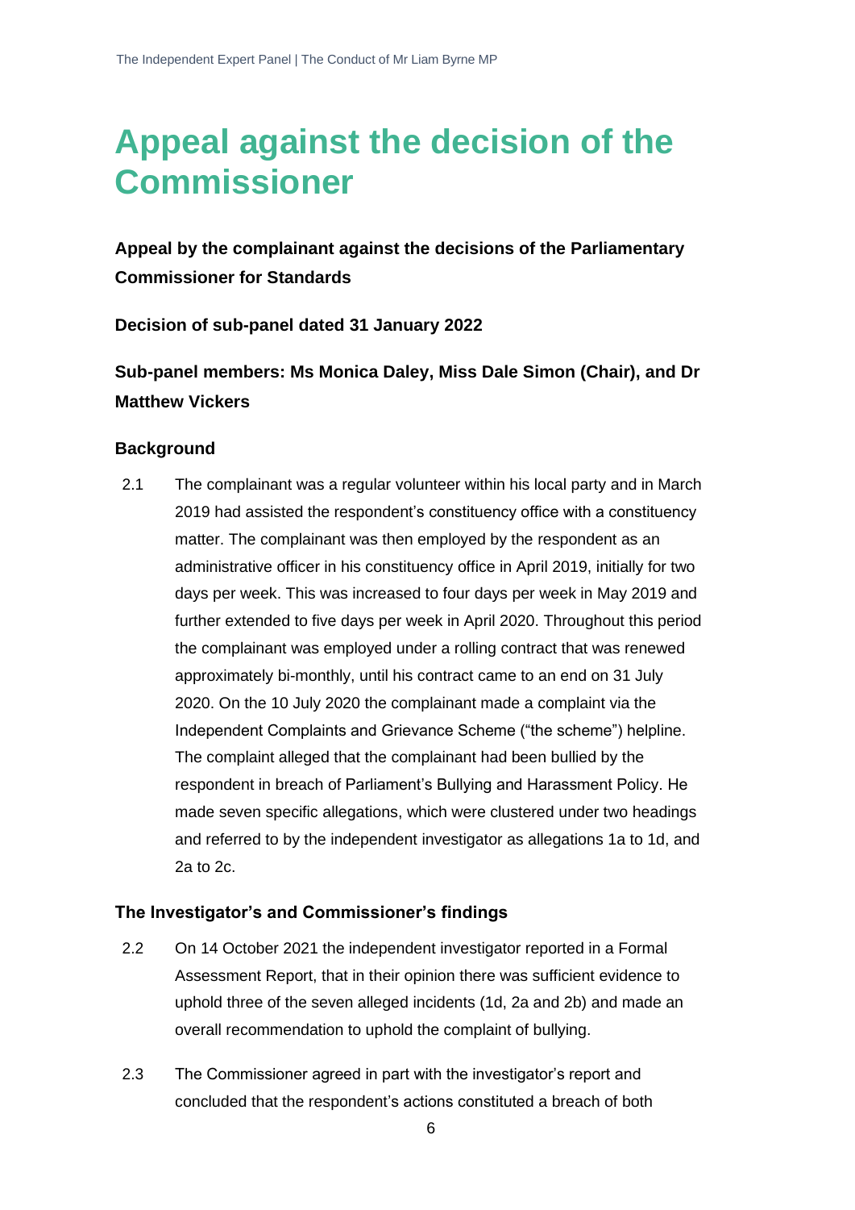# Appeal against the decision of the Commissioner

**Appeal by the complainant against the decisions of the Parliamentary Commissioner for Standards**

**Decision of sub-panel dated 31 January 2022**

**Sub-panel members: Ms Monica Daley, Miss Dale Simon (Chair), and Dr Matthew Vickers**

### Background

2.1 The complainant was a regular volunteer within his local party and in March 2019 had assisted the respondent's constituency office with a constituency matter. The complainant was then employed by the respondent as an administrative officer in his constituency office in April 2019, initially for two days per week. This was increased to four days per week in May 2019 and further extended to five days per week in April 2020. Throughout this period the complainant was employed under a rolling contract that was renewed approximately bi-monthly, until his contract came to an end on 31 July 2020. On the 10 July 2020 the complainant made a complaint via the Independent Complaints and Grievance Scheme ("the scheme") helpline. The complaint alleged that the complainant had been bullied by the respondent in breach of Parliament's Bullying and Harassment Policy. He made seven specific allegations, which were clustered under two headings and referred to by the independent investigator as allegations 1a to 1d, and 2a to 2c.

### The Investigator's and Commissioner's findings

2.2 On 14 October 2021 the independent investigator reported in a Formal Assessment Report, that in their opinion there was sufficient evidence to uphold three of the seven alleged incidents (1d, 2a and 2b) and made an overall recommendation to uphold the complaint of bullying.

2.3 The Commissioner agreed in part with the investigator's report and concluded that the respondent's actions constituted a breach of both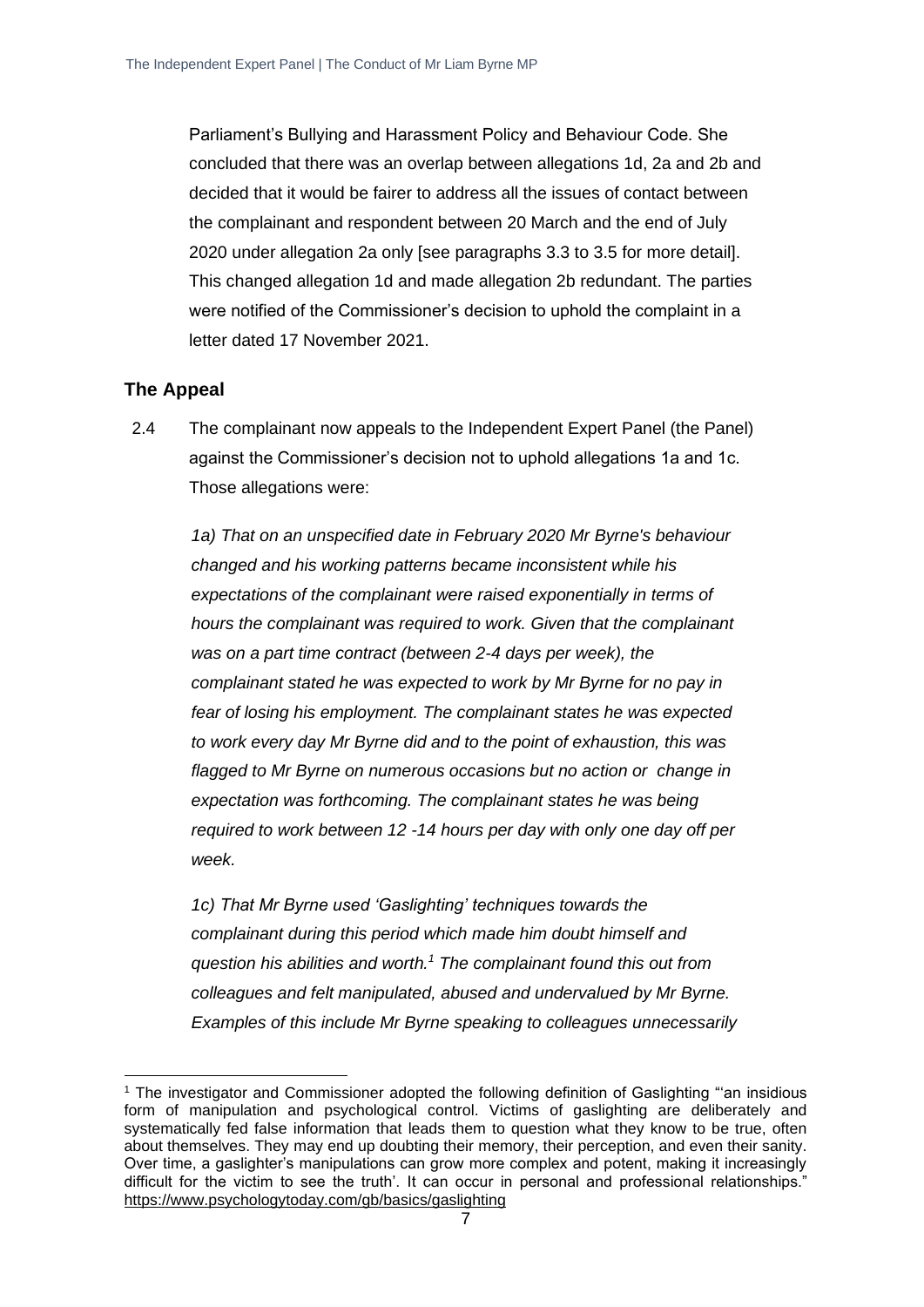Parliament's Bullying and Harassment Policy and Behaviour Code. She concluded that there was an overlap between allegations 1d, 2a and 2b and decided that it would be fairer to address all the issues of contact between the complainant and respondent between 20 March and the end of July 2020 under allegation 2a only [see paragraphs 3.3 to 3.5 for more detail]. This changed allegation 1d and made allegation 2b redundant. The parties were notified of the Commissioner's decision to uphold the complaint in a letter dated 17 November 2021.

## The Appeal

2.4 The complainant now appeals to the Independent Expert Panel (the Panel) against the Commissioner's decision not to uphold allegations 1a and 1c. Those allegations were:

*1a) That on an unspecified date in February 2020 Mr Byrne's behaviour changed and his working patterns became inconsistent while his expectations of the complainant were raised exponentially in terms of hours the complainant was required to work. Given that the complainant was on a part time contract (between 2-4 days per week), the complainant stated he was expected to work by Mr Byrne for no pay in fear of losing his employment. The complainant states he was expected to work every day Mr Byrne did and to the point of exhaustion, this was flagged to Mr Byrne on numerous occasions but no action or change in expectation was forthcoming. The complainant states he was being required to work between 12 -14 hours per day with only one day off per week.*

*1c) That Mr Byrne used 'Gaslighting' techniques towards the complainant during this period which made him doubt himself and question his abilities and worth.[1] The complainant found this out from colleagues and felt manipulated, abused and undervalued by Mr Byrne. Examples of this include Mr Byrne speaking to colleagues unnecessarily*

[1] The investigator and Commissioner adopted the following definition of Gaslighting "'an insidious form of manipulation and psychological control. Victims of gaslighting are deliberately and systematically fed false information that leads them to question what they know to be true, often about themselves. They may end up doubting their memory, their perception, and even their sanity. Over time, a gaslighter's manipulations can grow more complex and potent, making it increasingly difficult for the victim to see the truth'. It can occur in personal and professional relationships." https://www.psychologytoday.com/gb/basics/gaslighting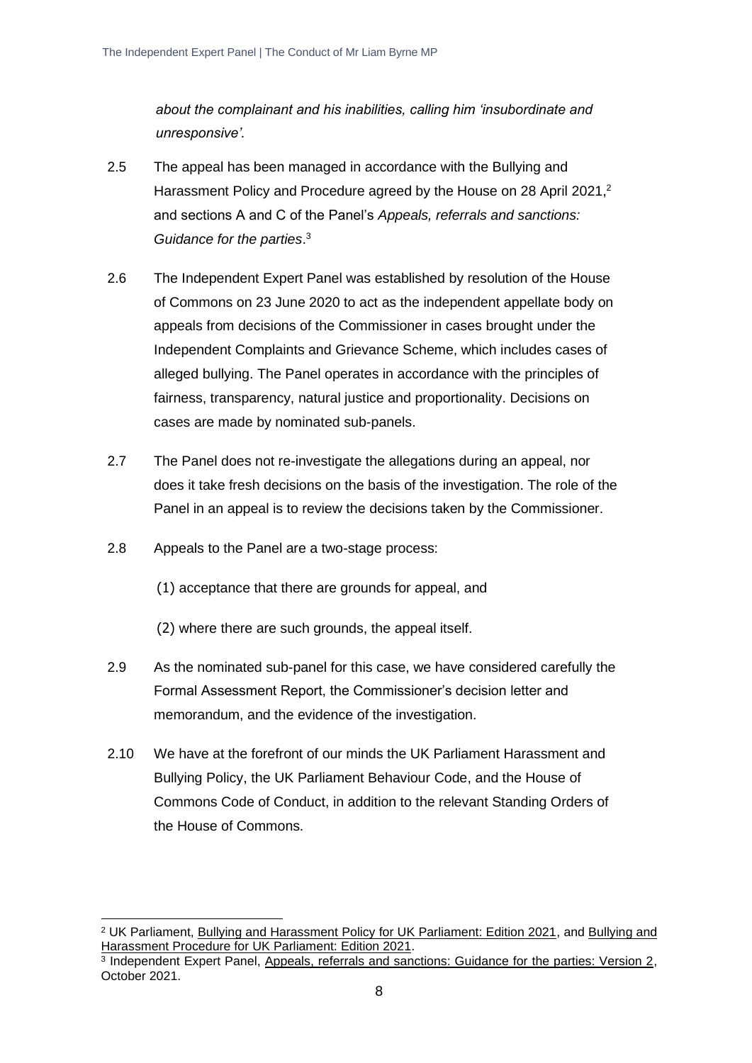*about the complainant and his inabilities, calling him 'insubordinate and unresponsive'.*

2.5 The appeal has been managed in accordance with the Bullying and Harassment Policy and Procedure agreed by the House on 28 April 2021,[2] and sections A and C of the Panel's *Appeals, referrals and sanctions: Guidance for the parties*.[3]

2.6 The Independent Expert Panel was established by resolution of the House of Commons on 23 June 2020 to act as the independent appellate body on appeals from decisions of the Commissioner in cases brought under the Independent Complaints and Grievance Scheme, which includes cases of alleged bullying. The Panel operates in accordance with the principles of fairness, transparency, natural justice and proportionality. Decisions on cases are made by nominated sub-panels.

2.7 The Panel does not re-investigate the allegations during an appeal, nor does it take fresh decisions on the basis of the investigation. The role of the Panel in an appeal is to review the decisions taken by the Commissioner.

2.8 Appeals to the Panel are a two-stage process:

(1) acceptance that there are grounds for appeal, and

(2) where there are such grounds, the appeal itself.

2.9 As the nominated sub-panel for this case, we have considered carefully the Formal Assessment Report, the Commissioner's decision letter and memorandum, and the evidence of the investigation.

2.10 We have at the forefront of our minds the UK Parliament Harassment and Bullying Policy, the UK Parliament Behaviour Code, and the House of Commons Code of Conduct, in addition to the relevant Standing Orders of the House of Commons.

---

[2] UK Parliament, Bullying and Harassment Policy for UK Parliament: Edition 2021, and Bullying and Harassment Procedure for UK Parliament: Edition 2021.

[3] Independent Expert Panel, Appeals, referrals and sanctions: Guidance for the parties: Version 2, October 2021.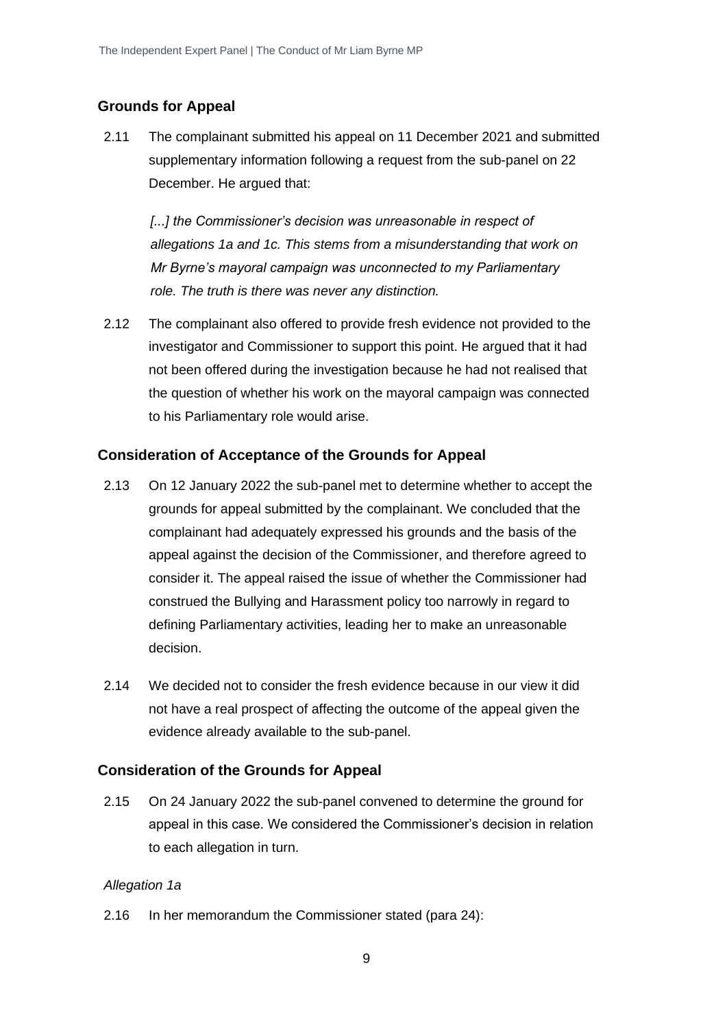## Grounds for Appeal

2.11 The complainant submitted his appeal on 11 December 2021 and submitted supplementary information following a request from the sub-panel on 22 December. He argued that:

> *[...] the Commissioner's decision was unreasonable in respect of allegations 1a and 1c. This stems from a misunderstanding that work on Mr Byrne's mayoral campaign was unconnected to my Parliamentary role. The truth is there was never any distinction.*

2.12 The complainant also offered to provide fresh evidence not provided to the investigator and Commissioner to support this point. He argued that it had not been offered during the investigation because he had not realised that the question of whether his work on the mayoral campaign was connected to his Parliamentary role would arise.

## Consideration of Acceptance of the Grounds for Appeal

2.13 On 12 January 2022 the sub-panel met to determine whether to accept the grounds for appeal submitted by the complainant. We concluded that the complainant had adequately expressed his grounds and the basis of the appeal against the decision of the Commissioner, and therefore agreed to consider it. The appeal raised the issue of whether the Commissioner had construed the Bullying and Harassment policy too narrowly in regard to defining Parliamentary activities, leading her to make an unreasonable decision.

2.14 We decided not to consider the fresh evidence because in our view it did not have a real prospect of affecting the outcome of the appeal given the evidence already available to the sub-panel.

## Consideration of the Grounds for Appeal

2.15 On 24 January 2022 the sub-panel convened to determine the ground for appeal in this case. We considered the Commissioner's decision in relation to each allegation in turn.

*Allegation 1a*

2.16 In her memorandum the Commissioner stated (para 24):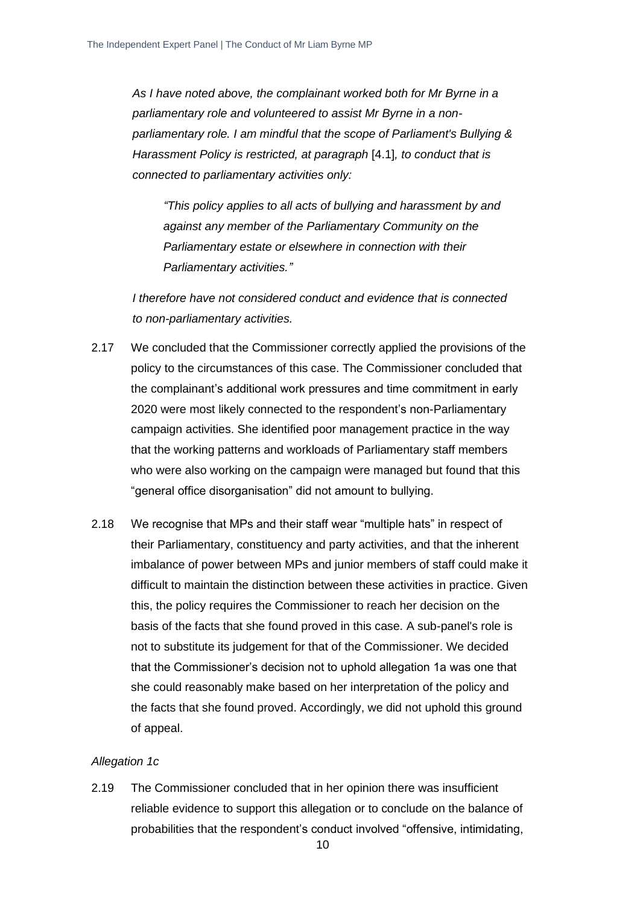*As I have noted above, the complainant worked both for Mr Byrne in a parliamentary role and volunteered to assist Mr Byrne in a non-parliamentary role. I am mindful that the scope of Parliament's Bullying & Harassment Policy is restricted, at paragraph* [4.1]*, to conduct that is connected to parliamentary activities only:*

> *"This policy applies to all acts of bullying and harassment by and against any member of the Parliamentary Community on the Parliamentary estate or elsewhere in connection with their Parliamentary activities."*

*I therefore have not considered conduct and evidence that is connected to non-parliamentary activities.*

2.17 We concluded that the Commissioner correctly applied the provisions of the policy to the circumstances of this case. The Commissioner concluded that the complainant's additional work pressures and time commitment in early 2020 were most likely connected to the respondent's non-Parliamentary campaign activities. She identified poor management practice in the way that the working patterns and workloads of Parliamentary staff members who were also working on the campaign were managed but found that this "general office disorganisation" did not amount to bullying.

2.18 We recognise that MPs and their staff wear "multiple hats" in respect of their Parliamentary, constituency and party activities, and that the inherent imbalance of power between MPs and junior members of staff could make it difficult to maintain the distinction between these activities in practice. Given this, the policy requires the Commissioner to reach her decision on the basis of the facts that she found proved in this case. A sub-panel's role is not to substitute its judgement for that of the Commissioner. We decided that the Commissioner's decision not to uphold allegation 1a was one that she could reasonably make based on her interpretation of the policy and the facts that she found proved. Accordingly, we did not uphold this ground of appeal.

*Allegation 1c*

2.19 The Commissioner concluded that in her opinion there was insufficient reliable evidence to support this allegation or to conclude on the balance of probabilities that the respondent's conduct involved "offensive, intimidating,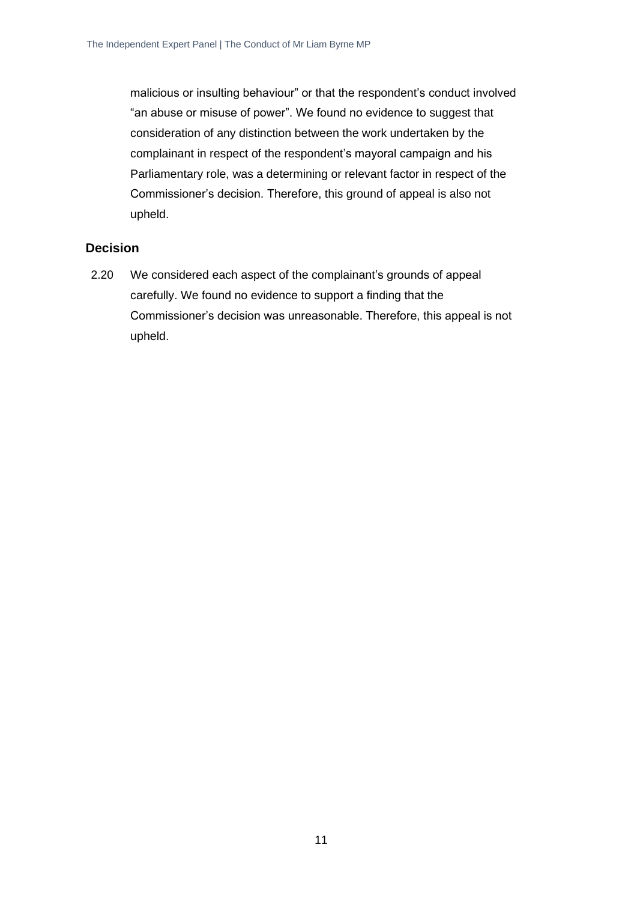malicious or insulting behaviour" or that the respondent's conduct involved "an abuse or misuse of power". We found no evidence to suggest that consideration of any distinction between the work undertaken by the complainant in respect of the respondent's mayoral campaign and his Parliamentary role, was a determining or relevant factor in respect of the Commissioner's decision. Therefore, this ground of appeal is also not upheld.

## Decision

2.20 We considered each aspect of the complainant's grounds of appeal carefully. We found no evidence to support a finding that the Commissioner's decision was unreasonable. Therefore, this appeal is not upheld.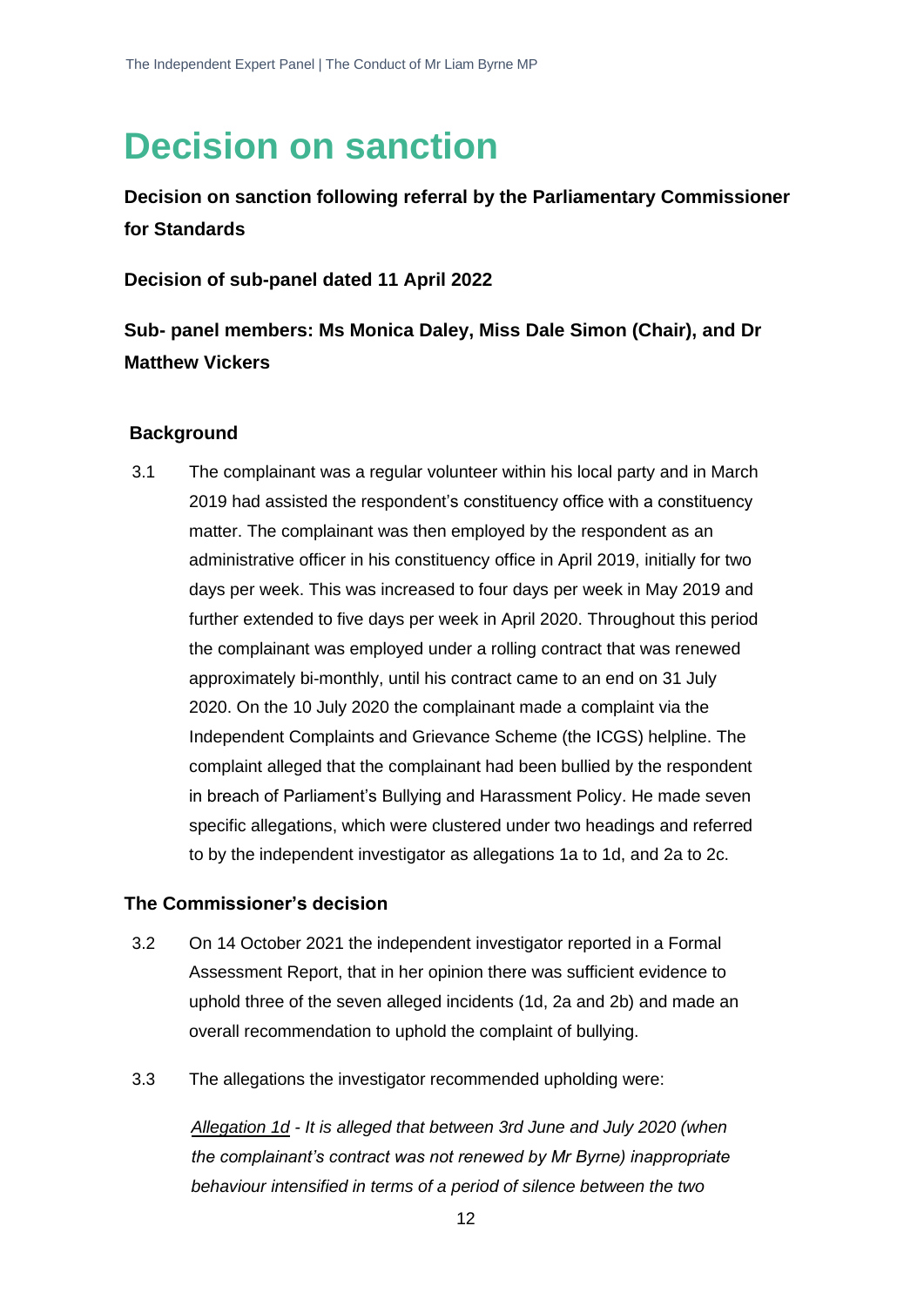# Decision on sanction

**Decision on sanction following referral by the Parliamentary Commissioner for Standards**

**Decision of sub-panel dated 11 April 2022**

**Sub- panel members: Ms Monica Daley, Miss Dale Simon (Chair), and Dr Matthew Vickers**

## Background

3.1 The complainant was a regular volunteer within his local party and in March 2019 had assisted the respondent's constituency office with a constituency matter. The complainant was then employed by the respondent as an administrative officer in his constituency office in April 2019, initially for two days per week. This was increased to four days per week in May 2019 and further extended to five days per week in April 2020. Throughout this period the complainant was employed under a rolling contract that was renewed approximately bi-monthly, until his contract came to an end on 31 July 2020. On the 10 July 2020 the complainant made a complaint via the Independent Complaints and Grievance Scheme (the ICGS) helpline. The complaint alleged that the complainant had been bullied by the respondent in breach of Parliament's Bullying and Harassment Policy. He made seven specific allegations, which were clustered under two headings and referred to by the independent investigator as allegations 1a to 1d, and 2a to 2c.

## The Commissioner's decision

3.2 On 14 October 2021 the independent investigator reported in a Formal Assessment Report, that in her opinion there was sufficient evidence to uphold three of the seven alleged incidents (1d, 2a and 2b) and made an overall recommendation to uphold the complaint of bullying.

3.3 The allegations the investigator recommended upholding were:

<u>*Allegation 1d*</u> *- It is alleged that between 3rd June and July 2020 (when the complainant's contract was not renewed by Mr Byrne) inappropriate behaviour intensified in terms of a period of silence between the two*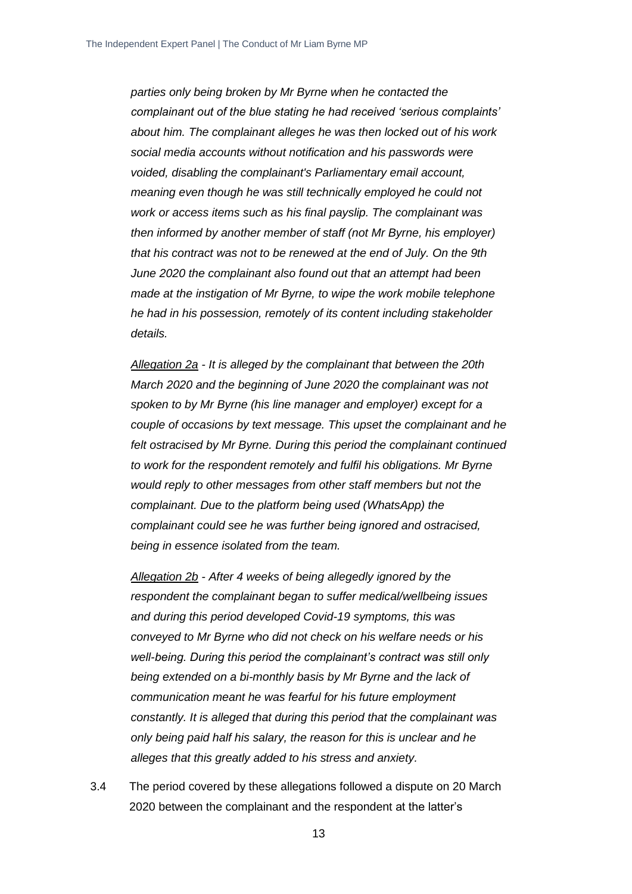*parties only being broken by Mr Byrne when he contacted the complainant out of the blue stating he had received 'serious complaints' about him. The complainant alleges he was then locked out of his work social media accounts without notification and his passwords were voided, disabling the complainant's Parliamentary email account, meaning even though he was still technically employed he could not work or access items such as his final payslip. The complainant was then informed by another member of staff (not Mr Byrne, his employer) that his contract was not to be renewed at the end of July. On the 9th June 2020 the complainant also found out that an attempt had been made at the instigation of Mr Byrne, to wipe the work mobile telephone he had in his possession, remotely of its content including stakeholder details.*

*<u>Allegation 2a</u> - It is alleged by the complainant that between the 20th March 2020 and the beginning of June 2020 the complainant was not spoken to by Mr Byrne (his line manager and employer) except for a couple of occasions by text message. This upset the complainant and he felt ostracised by Mr Byrne. During this period the complainant continued to work for the respondent remotely and fulfil his obligations. Mr Byrne would reply to other messages from other staff members but not the complainant. Due to the platform being used (WhatsApp) the complainant could see he was further being ignored and ostracised, being in essence isolated from the team.*

*<u>Allegation 2b</u> - After 4 weeks of being allegedly ignored by the respondent the complainant began to suffer medical/wellbeing issues and during this period developed Covid-19 symptoms, this was conveyed to Mr Byrne who did not check on his welfare needs or his well-being. During this period the complainant's contract was still only being extended on a bi-monthly basis by Mr Byrne and the lack of communication meant he was fearful for his future employment constantly. It is alleged that during this period that the complainant was only being paid half his salary, the reason for this is unclear and he alleges that this greatly added to his stress and anxiety.*

3.4 The period covered by these allegations followed a dispute on 20 March 2020 between the complainant and the respondent at the latter's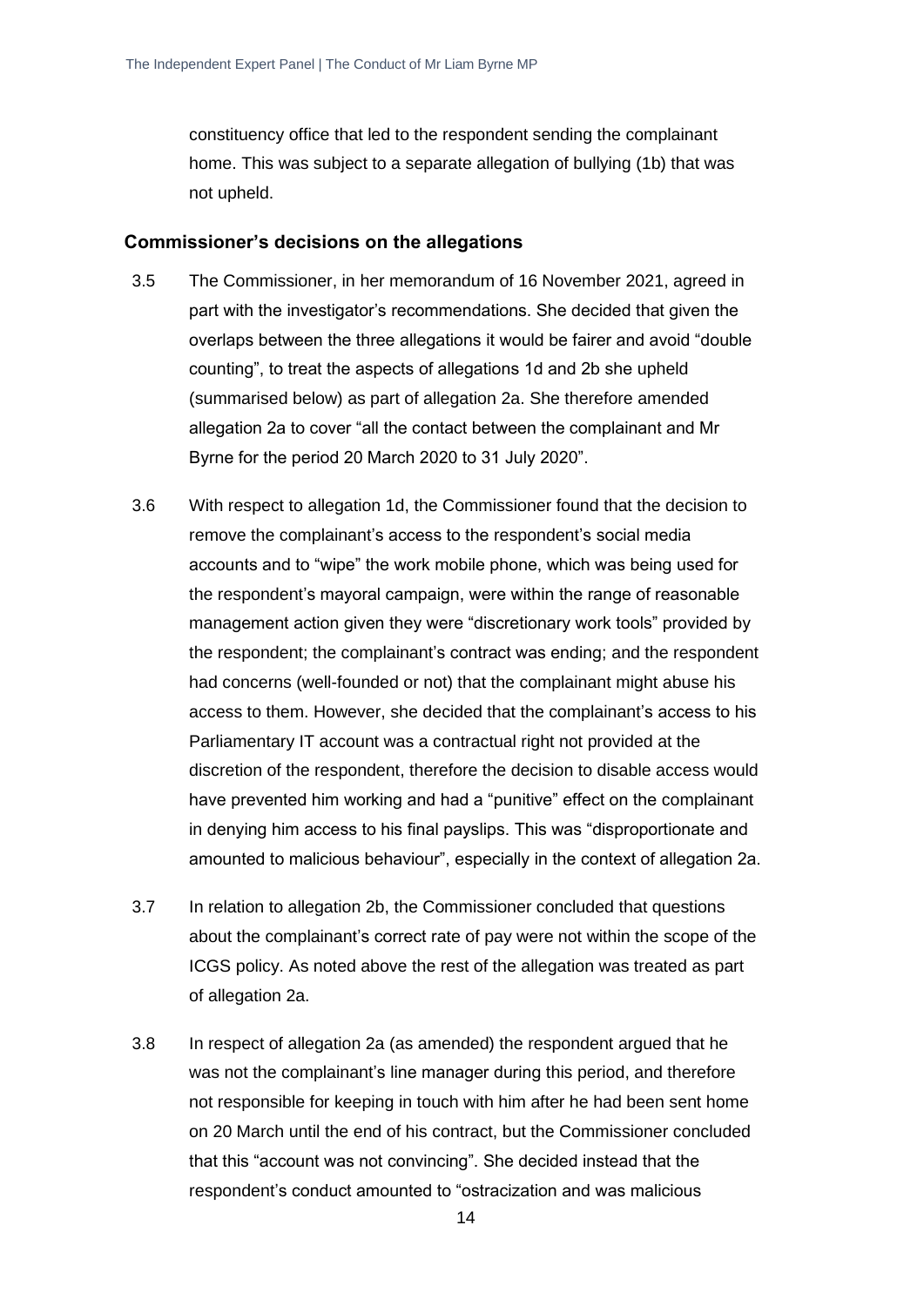constituency office that led to the respondent sending the complainant home. This was subject to a separate allegation of bullying (1b) that was not upheld.

### Commissioner's decisions on the allegations

3.5 The Commissioner, in her memorandum of 16 November 2021, agreed in part with the investigator's recommendations. She decided that given the overlaps between the three allegations it would be fairer and avoid "double counting", to treat the aspects of allegations 1d and 2b she upheld (summarised below) as part of allegation 2a. She therefore amended allegation 2a to cover "all the contact between the complainant and Mr Byrne for the period 20 March 2020 to 31 July 2020".

3.6 With respect to allegation 1d, the Commissioner found that the decision to remove the complainant's access to the respondent's social media accounts and to "wipe" the work mobile phone, which was being used for the respondent's mayoral campaign, were within the range of reasonable management action given they were "discretionary work tools" provided by the respondent; the complainant's contract was ending; and the respondent had concerns (well-founded or not) that the complainant might abuse his access to them. However, she decided that the complainant's access to his Parliamentary IT account was a contractual right not provided at the discretion of the respondent, therefore the decision to disable access would have prevented him working and had a "punitive" effect on the complainant in denying him access to his final payslips. This was "disproportionate and amounted to malicious behaviour", especially in the context of allegation 2a.

3.7 In relation to allegation 2b, the Commissioner concluded that questions about the complainant's correct rate of pay were not within the scope of the ICGS policy. As noted above the rest of the allegation was treated as part of allegation 2a.

3.8 In respect of allegation 2a (as amended) the respondent argued that he was not the complainant's line manager during this period, and therefore not responsible for keeping in touch with him after he had been sent home on 20 March until the end of his contract, but the Commissioner concluded that this "account was not convincing". She decided instead that the respondent's conduct amounted to "ostracization and was malicious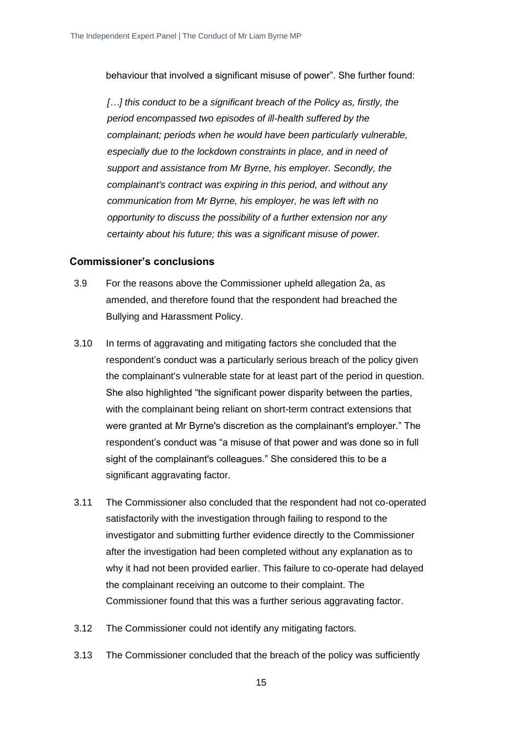behaviour that involved a significant misuse of power". She further found:

> *[…] this conduct to be a significant breach of the Policy as, firstly, the period encompassed two episodes of ill-health suffered by the complainant; periods when he would have been particularly vulnerable, especially due to the lockdown constraints in place, and in need of support and assistance from Mr Byrne, his employer. Secondly, the complainant's contract was expiring in this period, and without any communication from Mr Byrne, his employer, he was left with no opportunity to discuss the possibility of a further extension nor any certainty about his future; this was a significant misuse of power.*

## Commissioner's conclusions

3.9 For the reasons above the Commissioner upheld allegation 2a, as amended, and therefore found that the respondent had breached the Bullying and Harassment Policy.

3.10 In terms of aggravating and mitigating factors she concluded that the respondent's conduct was a particularly serious breach of the policy given the complainant's vulnerable state for at least part of the period in question. She also highlighted "the significant power disparity between the parties, with the complainant being reliant on short-term contract extensions that were granted at Mr Byrne's discretion as the complainant's employer." The respondent's conduct was "a misuse of that power and was done so in full sight of the complainant's colleagues." She considered this to be a significant aggravating factor.

3.11 The Commissioner also concluded that the respondent had not co-operated satisfactorily with the investigation through failing to respond to the investigator and submitting further evidence directly to the Commissioner after the investigation had been completed without any explanation as to why it had not been provided earlier. This failure to co-operate had delayed the complainant receiving an outcome to their complaint. The Commissioner found that this was a further serious aggravating factor.

3.12 The Commissioner could not identify any mitigating factors.

3.13 The Commissioner concluded that the breach of the policy was sufficiently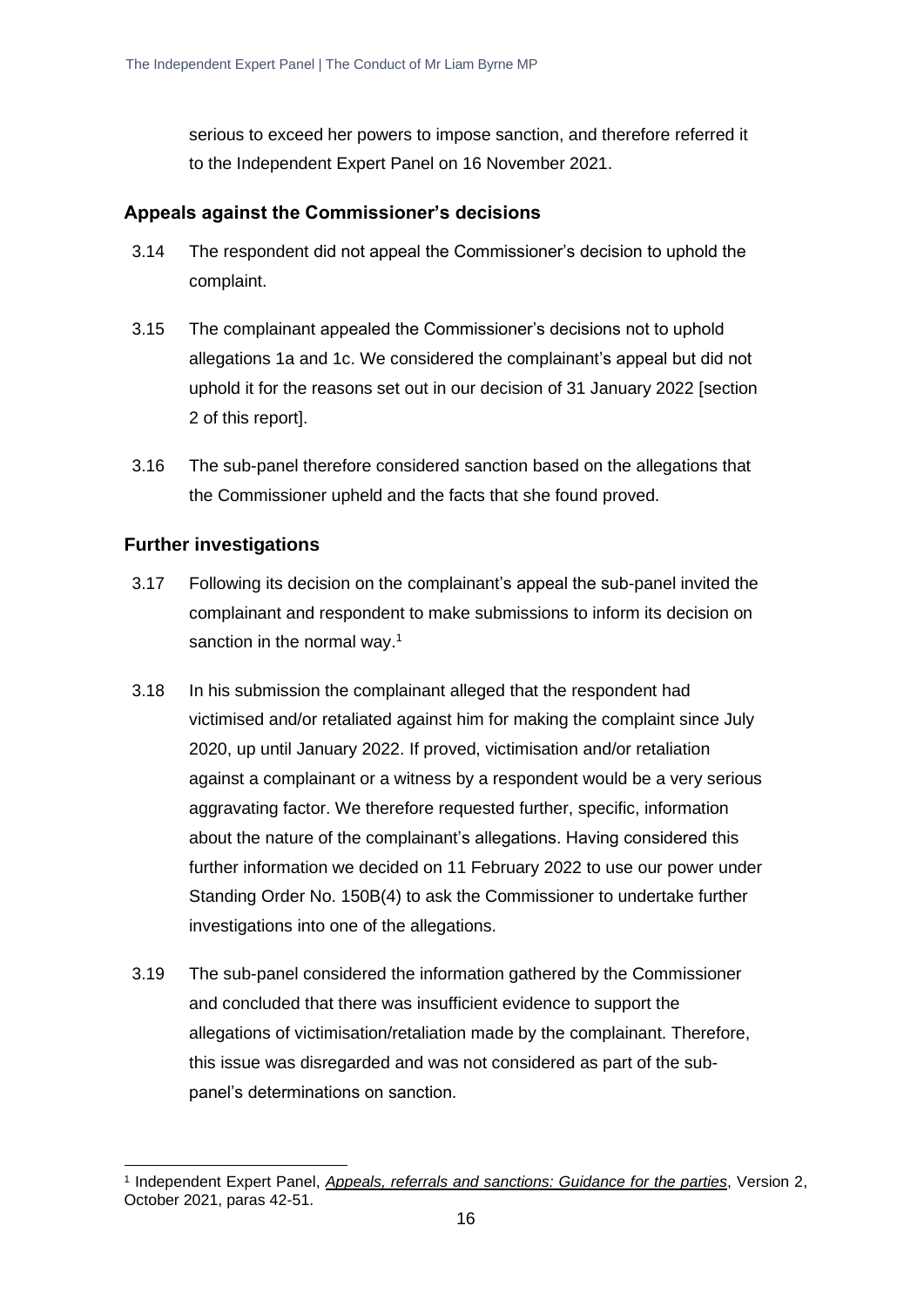serious to exceed her powers to impose sanction, and therefore referred it to the Independent Expert Panel on 16 November 2021.

## Appeals against the Commissioner's decisions

3.14 The respondent did not appeal the Commissioner's decision to uphold the complaint.

3.15 The complainant appealed the Commissioner's decisions not to uphold allegations 1a and 1c. We considered the complainant's appeal but did not uphold it for the reasons set out in our decision of 31 January 2022 [section 2 of this report].

3.16 The sub-panel therefore considered sanction based on the allegations that the Commissioner upheld and the facts that she found proved.

## Further investigations

3.17 Following its decision on the complainant's appeal the sub-panel invited the complainant and respondent to make submissions to inform its decision on sanction in the normal way.[1]

3.18 In his submission the complainant alleged that the respondent had victimised and/or retaliated against him for making the complaint since July 2020, up until January 2022. If proved, victimisation and/or retaliation against a complainant or a witness by a respondent would be a very serious aggravating factor. We therefore requested further, specific, information about the nature of the complainant's allegations. Having considered this further information we decided on 11 February 2022 to use our power under Standing Order No. 150B(4) to ask the Commissioner to undertake further investigations into one of the allegations.

3.19 The sub-panel considered the information gathered by the Commissioner and concluded that there was insufficient evidence to support the allegations of victimisation/retaliation made by the complainant. Therefore, this issue was disregarded and was not considered as part of the sub-panel's determinations on sanction.

---

[1] Independent Expert Panel, *Appeals, referrals and sanctions: Guidance for the parties*, Version 2, October 2021, paras 42-51.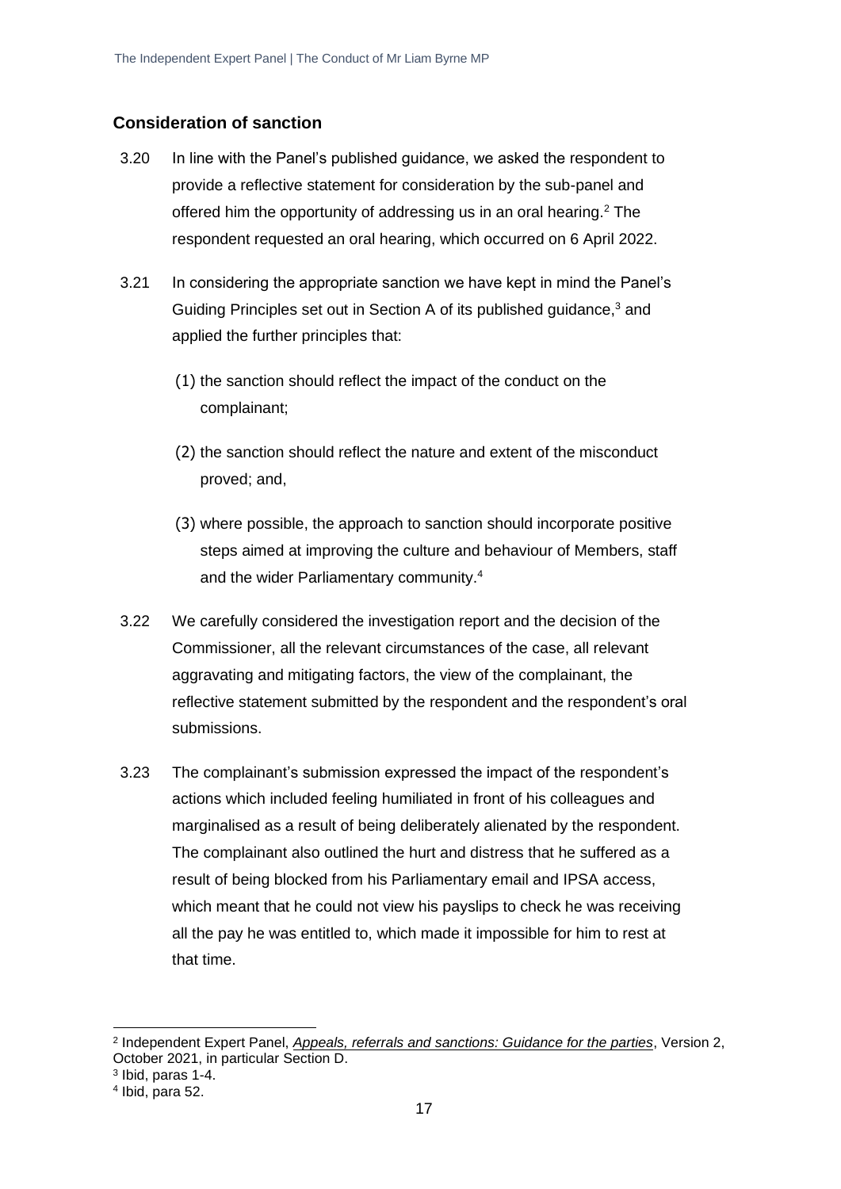## Consideration of sanction

3.20 In line with the Panel's published guidance, we asked the respondent to provide a reflective statement for consideration by the sub-panel and offered him the opportunity of addressing us in an oral hearing.[2] The respondent requested an oral hearing, which occurred on 6 April 2022.

3.21 In considering the appropriate sanction we have kept in mind the Panel's Guiding Principles set out in Section A of its published guidance,[3] and applied the further principles that:

(1) the sanction should reflect the impact of the conduct on the complainant;

(2) the sanction should reflect the nature and extent of the misconduct proved; and,

(3) where possible, the approach to sanction should incorporate positive steps aimed at improving the culture and behaviour of Members, staff and the wider Parliamentary community.[4]

3.22 We carefully considered the investigation report and the decision of the Commissioner, all the relevant circumstances of the case, all relevant aggravating and mitigating factors, the view of the complainant, the reflective statement submitted by the respondent and the respondent's oral submissions.

3.23 The complainant's submission expressed the impact of the respondent's actions which included feeling humiliated in front of his colleagues and marginalised as a result of being deliberately alienated by the respondent. The complainant also outlined the hurt and distress that he suffered as a result of being blocked from his Parliamentary email and IPSA access, which meant that he could not view his payslips to check he was receiving all the pay he was entitled to, which made it impossible for him to rest at that time.

---

[2] Independent Expert Panel, *Appeals, referrals and sanctions: Guidance for the parties*, Version 2, October 2021, in particular Section D.

[3] Ibid, paras 1-4.

[4] Ibid, para 52.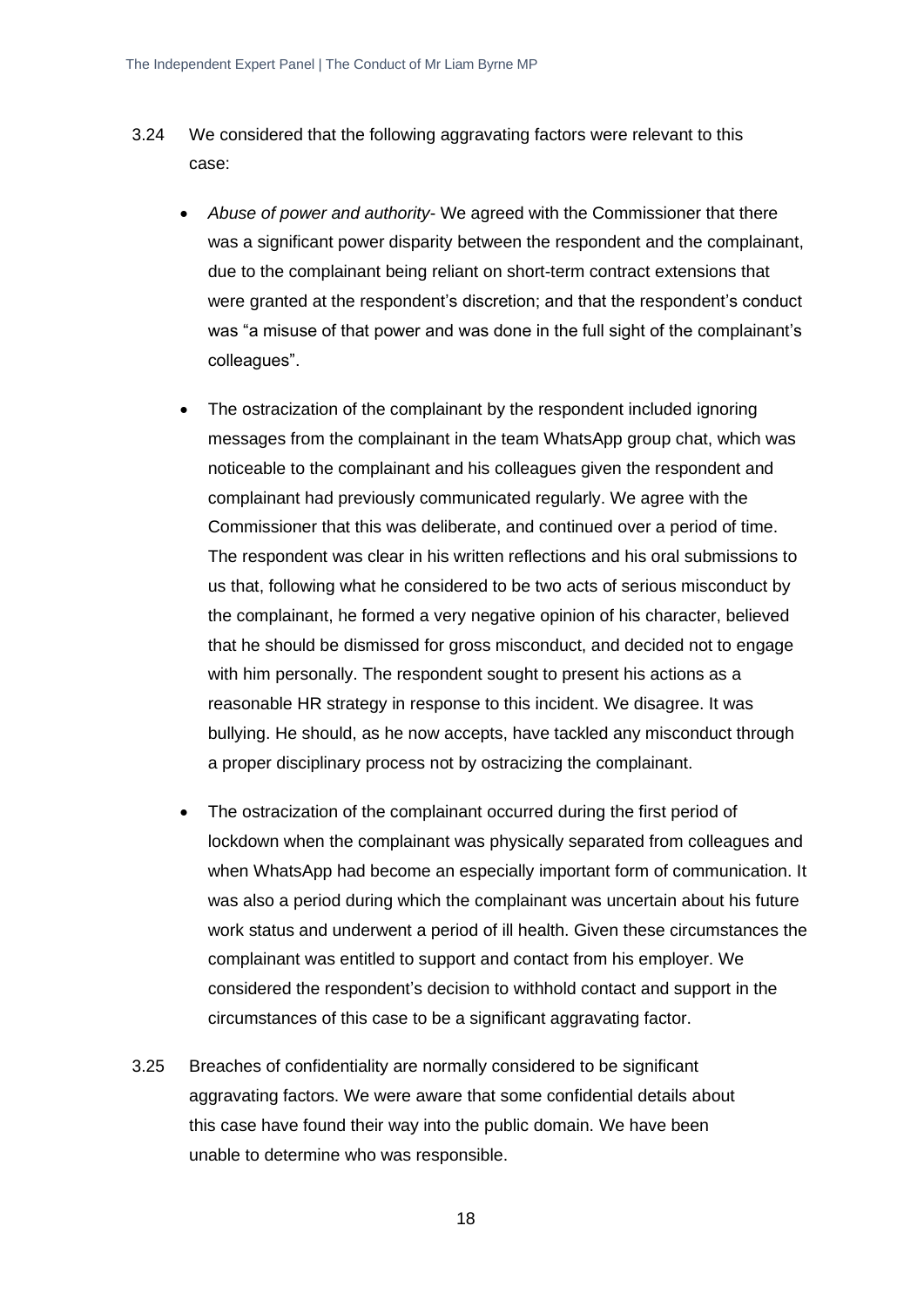3.24 We considered that the following aggravating factors were relevant to this case:

- *Abuse of power and authority*- We agreed with the Commissioner that there was a significant power disparity between the respondent and the complainant, due to the complainant being reliant on short-term contract extensions that were granted at the respondent's discretion; and that the respondent's conduct was "a misuse of that power and was done in the full sight of the complainant's colleagues".

- The ostracization of the complainant by the respondent included ignoring messages from the complainant in the team WhatsApp group chat, which was noticeable to the complainant and his colleagues given the respondent and complainant had previously communicated regularly. We agree with the Commissioner that this was deliberate, and continued over a period of time. The respondent was clear in his written reflections and his oral submissions to us that, following what he considered to be two acts of serious misconduct by the complainant, he formed a very negative opinion of his character, believed that he should be dismissed for gross misconduct, and decided not to engage with him personally. The respondent sought to present his actions as a reasonable HR strategy in response to this incident. We disagree. It was bullying. He should, as he now accepts, have tackled any misconduct through a proper disciplinary process not by ostracizing the complainant.

- The ostracization of the complainant occurred during the first period of lockdown when the complainant was physically separated from colleagues and when WhatsApp had become an especially important form of communication. It was also a period during which the complainant was uncertain about his future work status and underwent a period of ill health. Given these circumstances the complainant was entitled to support and contact from his employer. We considered the respondent's decision to withhold contact and support in the circumstances of this case to be a significant aggravating factor.

3.25 Breaches of confidentiality are normally considered to be significant aggravating factors. We were aware that some confidential details about this case have found their way into the public domain. We have been unable to determine who was responsible.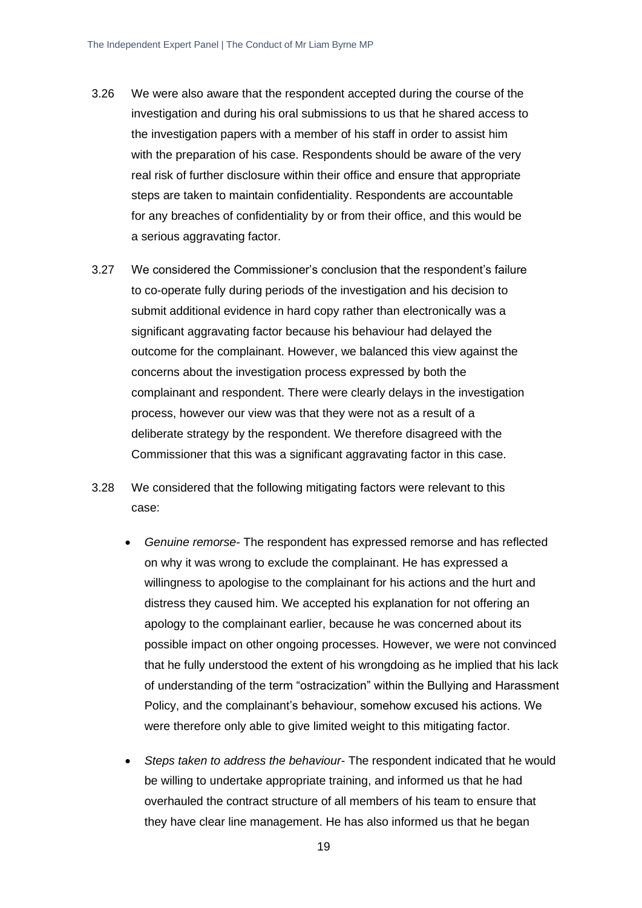3.26 We were also aware that the respondent accepted during the course of the investigation and during his oral submissions to us that he shared access to the investigation papers with a member of his staff in order to assist him with the preparation of his case. Respondents should be aware of the very real risk of further disclosure within their office and ensure that appropriate steps are taken to maintain confidentiality. Respondents are accountable for any breaches of confidentiality by or from their office, and this would be a serious aggravating factor.

3.27 We considered the Commissioner's conclusion that the respondent's failure to co-operate fully during periods of the investigation and his decision to submit additional evidence in hard copy rather than electronically was a significant aggravating factor because his behaviour had delayed the outcome for the complainant. However, we balanced this view against the concerns about the investigation process expressed by both the complainant and respondent. There were clearly delays in the investigation process, however our view was that they were not as a result of a deliberate strategy by the respondent. We therefore disagreed with the Commissioner that this was a significant aggravating factor in this case.

3.28 We considered that the following mitigating factors were relevant to this case:

- *Genuine remorse*- The respondent has expressed remorse and has reflected on why it was wrong to exclude the complainant. He has expressed a willingness to apologise to the complainant for his actions and the hurt and distress they caused him. We accepted his explanation for not offering an apology to the complainant earlier, because he was concerned about its possible impact on other ongoing processes. However, we were not convinced that he fully understood the extent of his wrongdoing as he implied that his lack of understanding of the term "ostracization" within the Bullying and Harassment Policy, and the complainant's behaviour, somehow excused his actions. We were therefore only able to give limited weight to this mitigating factor.
- *Steps taken to address the behaviour*- The respondent indicated that he would be willing to undertake appropriate training, and informed us that he had overhauled the contract structure of all members of his team to ensure that they have clear line management. He has also informed us that he began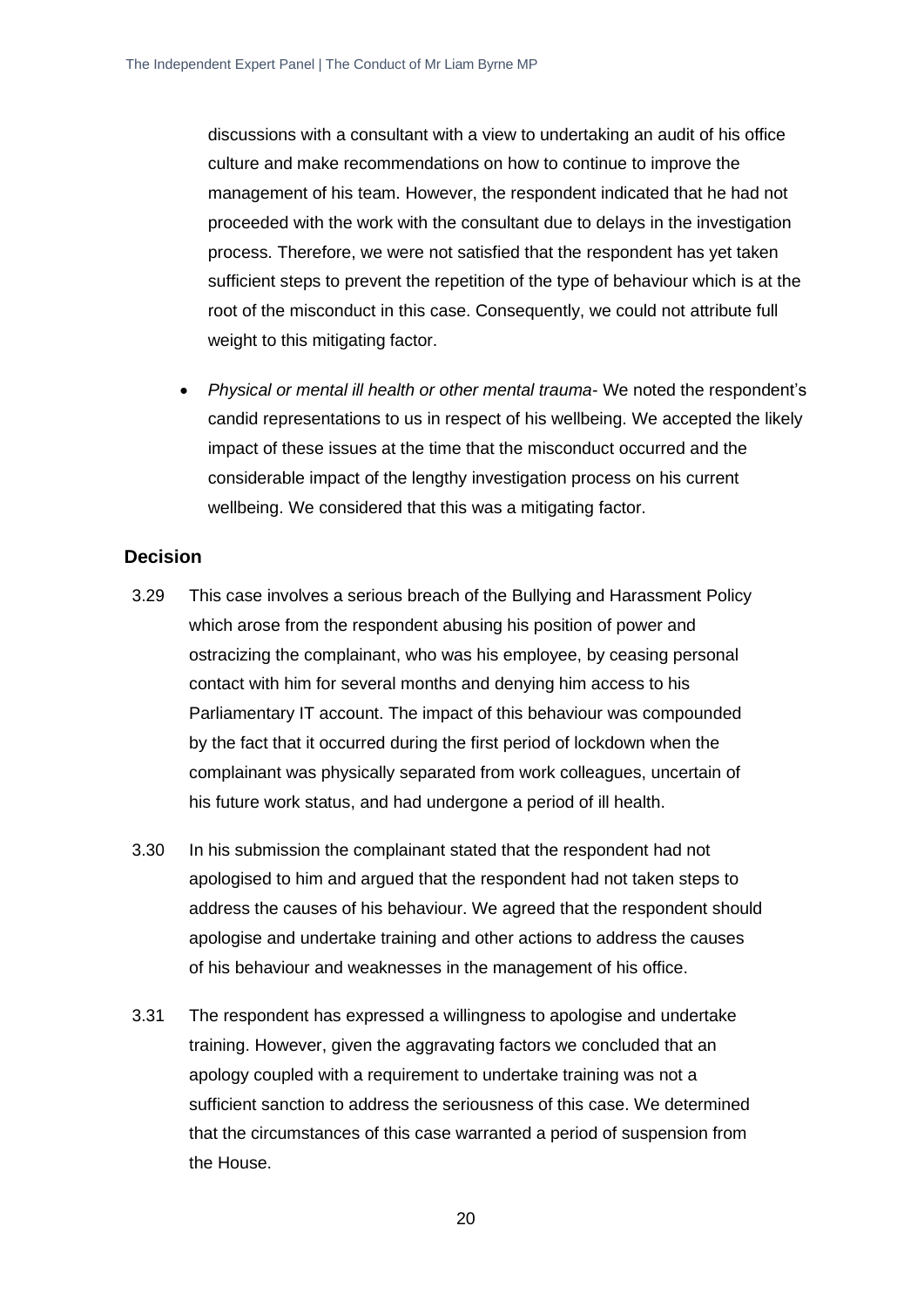discussions with a consultant with a view to undertaking an audit of his office culture and make recommendations on how to continue to improve the management of his team. However, the respondent indicated that he had not proceeded with the work with the consultant due to delays in the investigation process. Therefore, we were not satisfied that the respondent has yet taken sufficient steps to prevent the repetition of the type of behaviour which is at the root of the misconduct in this case. Consequently, we could not attribute full weight to this mitigating factor.

- *Physical or mental ill health or other mental trauma*- We noted the respondent's candid representations to us in respect of his wellbeing. We accepted the likely impact of these issues at the time that the misconduct occurred and the considerable impact of the lengthy investigation process on his current wellbeing. We considered that this was a mitigating factor.

## Decision

3.29 This case involves a serious breach of the Bullying and Harassment Policy which arose from the respondent abusing his position of power and ostracizing the complainant, who was his employee, by ceasing personal contact with him for several months and denying him access to his Parliamentary IT account. The impact of this behaviour was compounded by the fact that it occurred during the first period of lockdown when the complainant was physically separated from work colleagues, uncertain of his future work status, and had undergone a period of ill health.

3.30 In his submission the complainant stated that the respondent had not apologised to him and argued that the respondent had not taken steps to address the causes of his behaviour. We agreed that the respondent should apologise and undertake training and other actions to address the causes of his behaviour and weaknesses in the management of his office.

3.31 The respondent has expressed a willingness to apologise and undertake training. However, given the aggravating factors we concluded that an apology coupled with a requirement to undertake training was not a sufficient sanction to address the seriousness of this case. We determined that the circumstances of this case warranted a period of suspension from the House.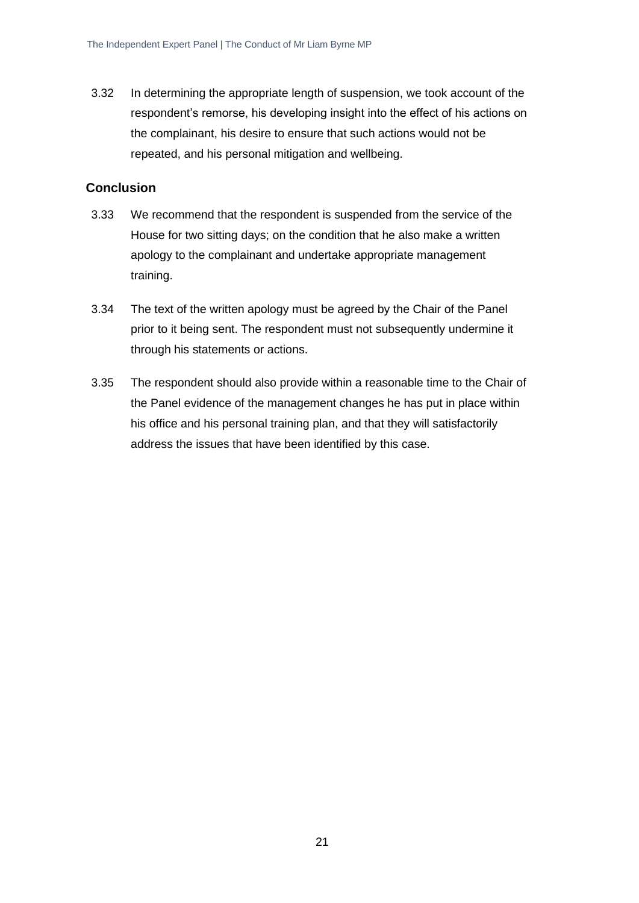3.32 In determining the appropriate length of suspension, we took account of the respondent's remorse, his developing insight into the effect of his actions on the complainant, his desire to ensure that such actions would not be repeated, and his personal mitigation and wellbeing.

## Conclusion

3.33 We recommend that the respondent is suspended from the service of the House for two sitting days; on the condition that he also make a written apology to the complainant and undertake appropriate management training.

3.34 The text of the written apology must be agreed by the Chair of the Panel prior to it being sent. The respondent must not subsequently undermine it through his statements or actions.

3.35 The respondent should also provide within a reasonable time to the Chair of the Panel evidence of the management changes he has put in place within his office and his personal training plan, and that they will satisfactorily address the issues that have been identified by this case.